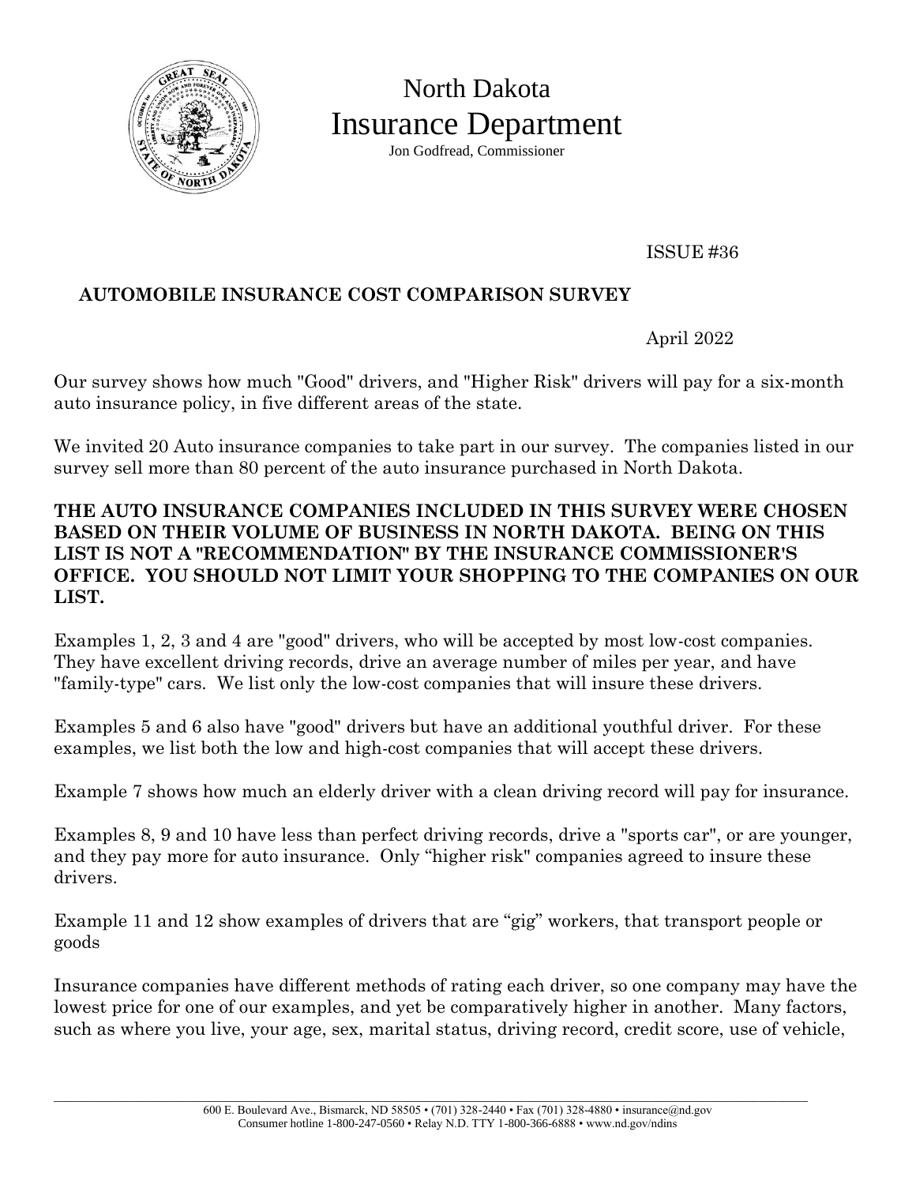North Dakota

# Insurance Department

Jon Godfread, Commissioner

ISSUE #36

## AUTOMOBILE INSURANCE COST COMPARISON SURVEY

April 2022

Our survey shows how much "Good" drivers, and "Higher Risk" drivers will pay for a six-month auto insurance policy, in five different areas of the state.

We invited 20 Auto insurance companies to take part in our survey. The companies listed in our survey sell more than 80 percent of the auto insurance purchased in North Dakota.

**THE AUTO INSURANCE COMPANIES INCLUDED IN THIS SURVEY WERE CHOSEN BASED ON THEIR VOLUME OF BUSINESS IN NORTH DAKOTA. BEING ON THIS LIST IS NOT A "RECOMMENDATION" BY THE INSURANCE COMMISSIONER'S OFFICE. YOU SHOULD NOT LIMIT YOUR SHOPPING TO THE COMPANIES ON OUR LIST.**

Examples 1, 2, 3 and 4 are "good" drivers, who will be accepted by most low-cost companies. They have excellent driving records, drive an average number of miles per year, and have "family-type" cars. We list only the low-cost companies that will insure these drivers.

Examples 5 and 6 also have "good" drivers but have an additional youthful driver. For these examples, we list both the low and high-cost companies that will accept these drivers.

Example 7 shows how much an elderly driver with a clean driving record will pay for insurance.

Examples 8, 9 and 10 have less than perfect driving records, drive a "sports car", or are younger, and they pay more for auto insurance. Only "higher risk" companies agreed to insure these drivers.

Example 11 and 12 show examples of drivers that are "gig" workers, that transport people or goods

Insurance companies have different methods of rating each driver, so one company may have the lowest price for one of our examples, and yet be comparatively higher in another. Many factors, such as where you live, your age, sex, marital status, driving record, credit score, use of vehicle,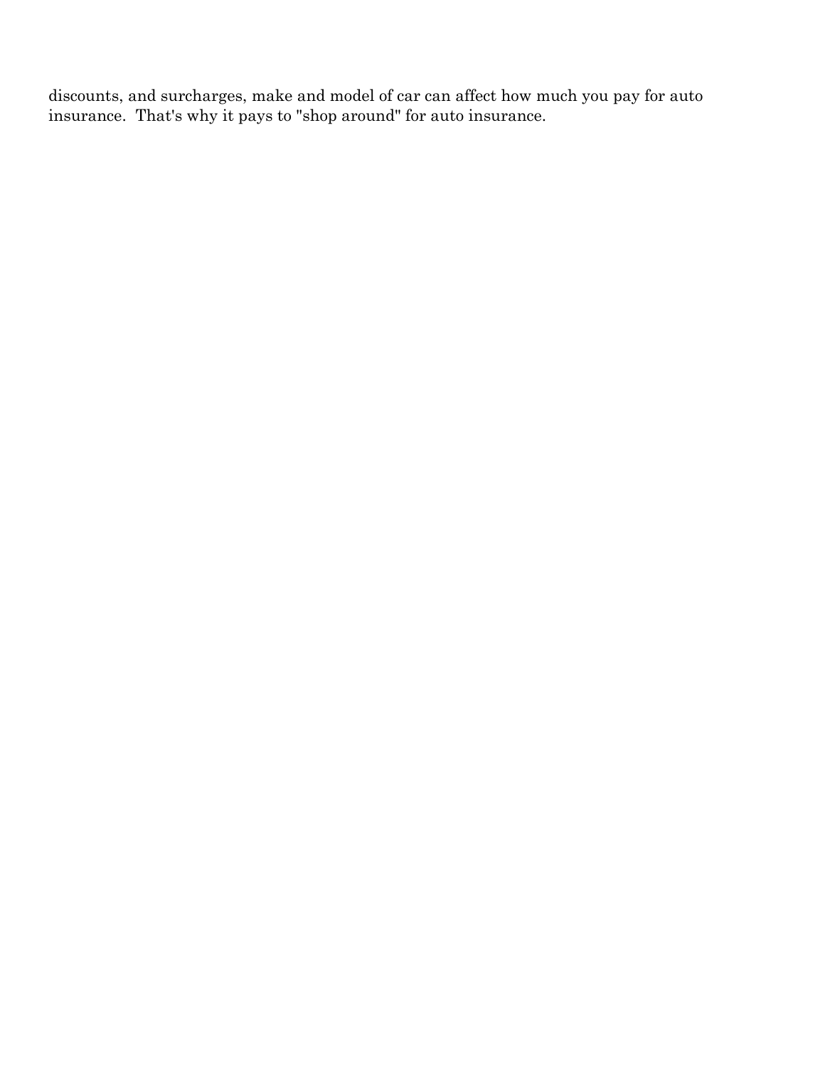discounts, and surcharges, make and model of car can affect how much you pay for auto insurance. That's why it pays to "shop around" for auto insurance.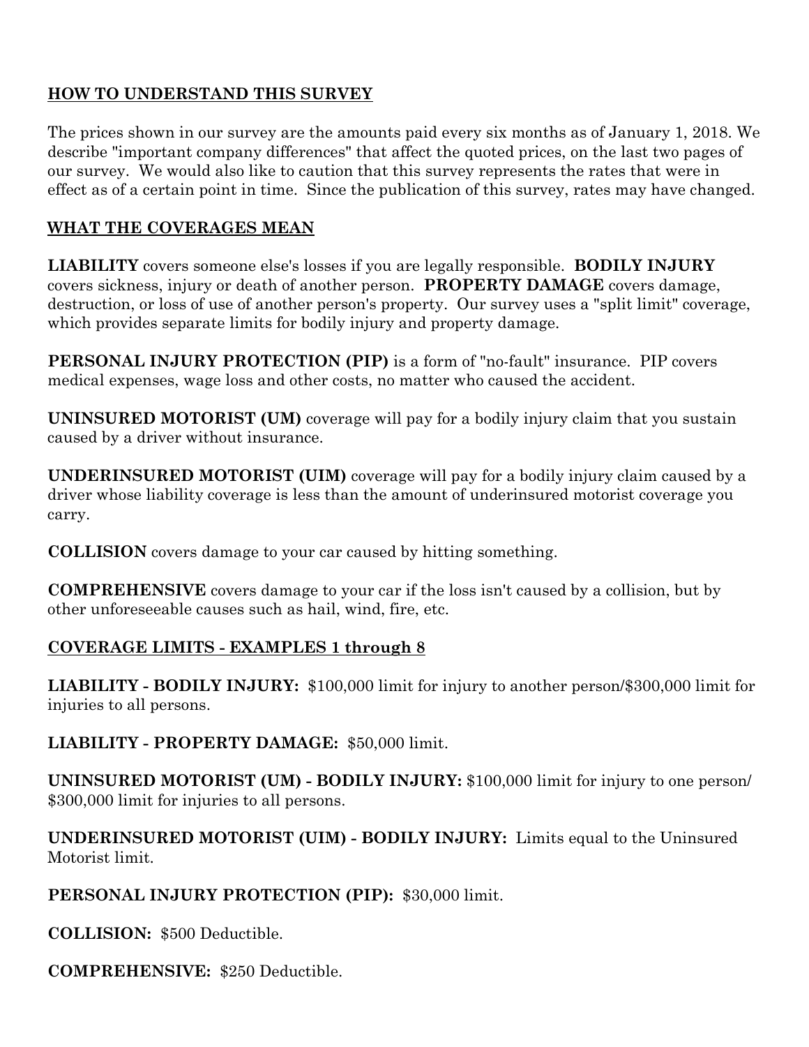## HOW TO UNDERSTAND THIS SURVEY

The prices shown in our survey are the amounts paid every six months as of January 1, 2018. We describe "important company differences" that affect the quoted prices, on the last two pages of our survey. We would also like to caution that this survey represents the rates that were in effect as of a certain point in time. Since the publication of this survey, rates may have changed.

## WHAT THE COVERAGES MEAN

**LIABILITY** covers someone else's losses if you are legally responsible. **BODILY INJURY** covers sickness, injury or death of another person. **PROPERTY DAMAGE** covers damage, destruction, or loss of use of another person's property. Our survey uses a "split limit" coverage, which provides separate limits for bodily injury and property damage.

**PERSONAL INJURY PROTECTION (PIP)** is a form of "no-fault" insurance. PIP covers medical expenses, wage loss and other costs, no matter who caused the accident.

**UNINSURED MOTORIST (UM)** coverage will pay for a bodily injury claim that you sustain caused by a driver without insurance.

**UNDERINSURED MOTORIST (UIM)** coverage will pay for a bodily injury claim caused by a driver whose liability coverage is less than the amount of underinsured motorist coverage you carry.

**COLLISION** covers damage to your car caused by hitting something.

**COMPREHENSIVE** covers damage to your car if the loss isn't caused by a collision, but by other unforeseeable causes such as hail, wind, fire, etc.

## COVERAGE LIMITS - EXAMPLES 1 through 8

**LIABILITY - BODILY INJURY:** \$100,000 limit for injury to another person/\$300,000 limit for injuries to all persons.

**LIABILITY - PROPERTY DAMAGE:** \$50,000 limit.

**UNINSURED MOTORIST (UM) - BODILY INJURY:** \$100,000 limit for injury to one person/ \$300,000 limit for injuries to all persons.

**UNDERINSURED MOTORIST (UIM) - BODILY INJURY:** Limits equal to the Uninsured Motorist limit.

**PERSONAL INJURY PROTECTION (PIP):** \$30,000 limit.

**COLLISION:** \$500 Deductible.

**COMPREHENSIVE:** \$250 Deductible.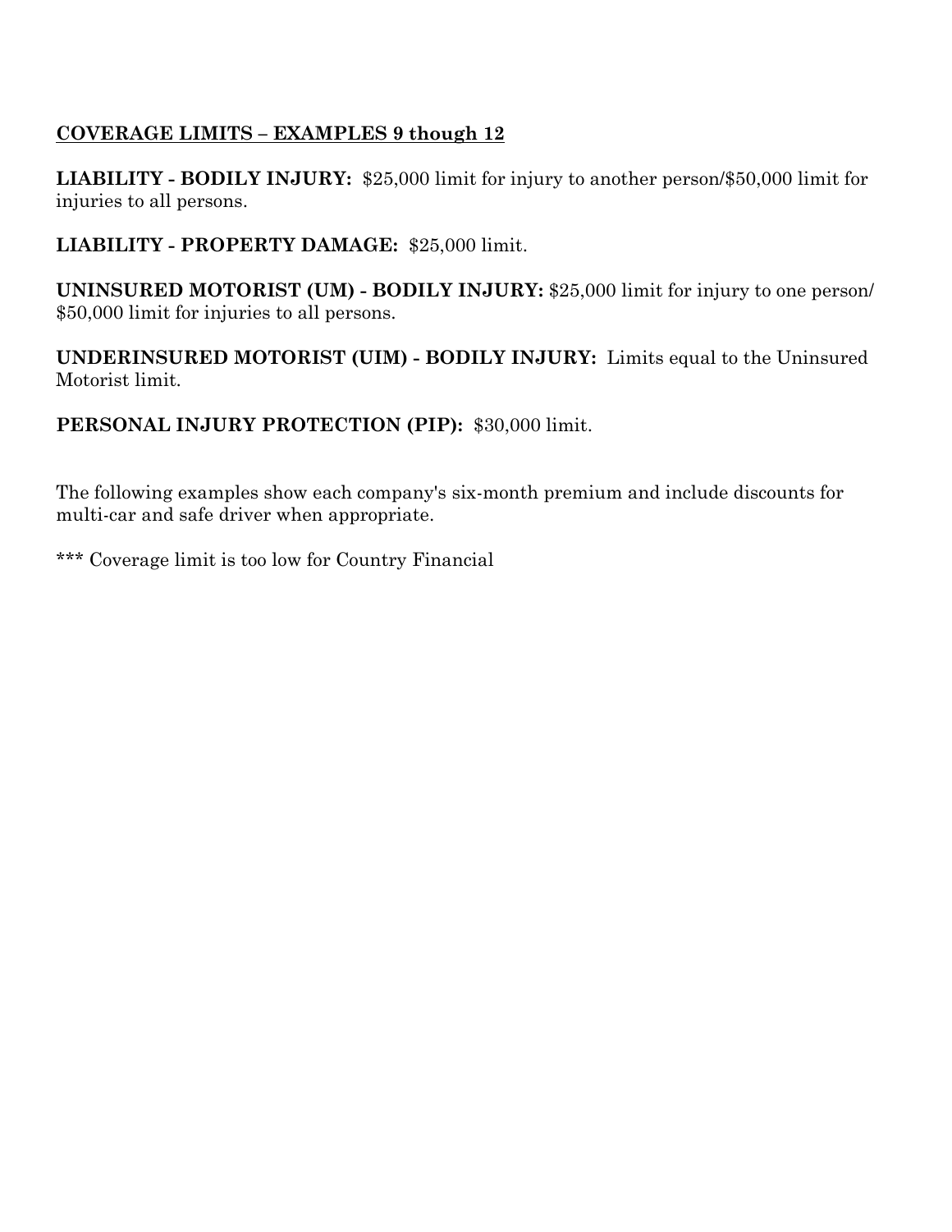## <u>COVERAGE LIMITS – EXAMPLES 9 though 12</u>

**LIABILITY - BODILY INJURY:** $25,000 limit for injury to another person/$50,000 limit for injuries to all persons.

**LIABILITY - PROPERTY DAMAGE:** $25,000 limit.

**UNINSURED MOTORIST (UM) - BODILY INJURY:** $25,000 limit for injury to one person/ $50,000 limit for injuries to all persons.

**UNDERINSURED MOTORIST (UIM) - BODILY INJURY:** Limits equal to the Uninsured Motorist limit.

**PERSONAL INJURY PROTECTION (PIP):** $30,000 limit.

The following examples show each company's six-month premium and include discounts for multi-car and safe driver when appropriate.

*** Coverage limit is too low for Country Financial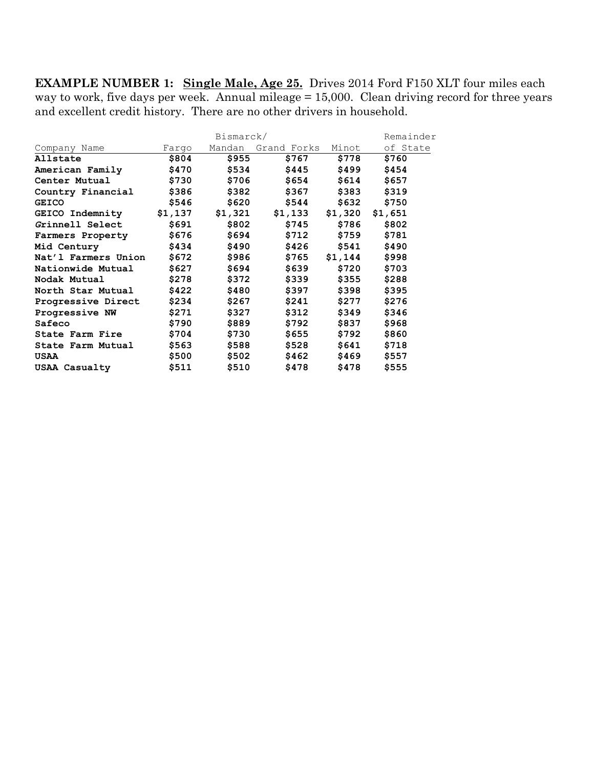**EXAMPLE NUMBER 1:** **Single Male, Age 25.** Drives 2014 Ford F150 XLT four miles each way to work, five days per week. Annual mileage = 15,000. Clean driving record for three years and excellent credit history. There are no other drivers in household.

| Company Name | Fargo | Bismarck/ Mandan | Grand Forks | Minot | Remainder of State |
|---|---|---|---|---|---|
| **Allstate** | **$804** | **$955** | **$767** | **$778** | **$760** |
| **American Family** | **$470** | **$534** | **$445** | **$499** | **$454** |
| **Center Mutual** | **$730** | **$706** | **$654** | **$614** | **$657** |
| **Country Financial** | **$386** | **$382** | **$367** | **$383** | **$319** |
| **GEICO** | **$546** | **$620** | **$544** | **$632** | **$750** |
| **GEICO Indemnity** | **$1,137** | **$1,321** | **$1,133** | **$1,320** | **$1,651** |
| **Grinnell Select** | **$691** | **$802** | **$745** | **$786** | **$802** |
| **Farmers Property** | **$676** | **$694** | **$712** | **$759** | **$781** |
| **Mid Century** | **$434** | **$490** | **$426** | **$541** | **$490** |
| **Nat'l Farmers Union** | **$672** | **$986** | **$765** | **$1,144** | **$998** |
| **Nationwide Mutual** | **$627** | **$694** | **$639** | **$720** | **$703** |
| **Nodak Mutual** | **$278** | **$372** | **$339** | **$355** | **$288** |
| **North Star Mutual** | **$422** | **$480** | **$397** | **$398** | **$395** |
| **Progressive Direct** | **$234** | **$267** | **$241** | **$277** | **$276** |
| **Progressive NW** | **$271** | **$327** | **$312** | **$349** | **$346** |
| **Safeco** | **$790** | **$889** | **$792** | **$837** | **$968** |
| **State Farm Fire** | **$704** | **$730** | **$655** | **$792** | **$860** |
| **State Farm Mutual** | **$563** | **$588** | **$528** | **$641** | **$718** |
| **USAA** | **$500** | **$502** | **$462** | **$469** | **$557** |
| **USAA Casualty** | **$511** | **$510** | **$478** | **$478** | **$555** |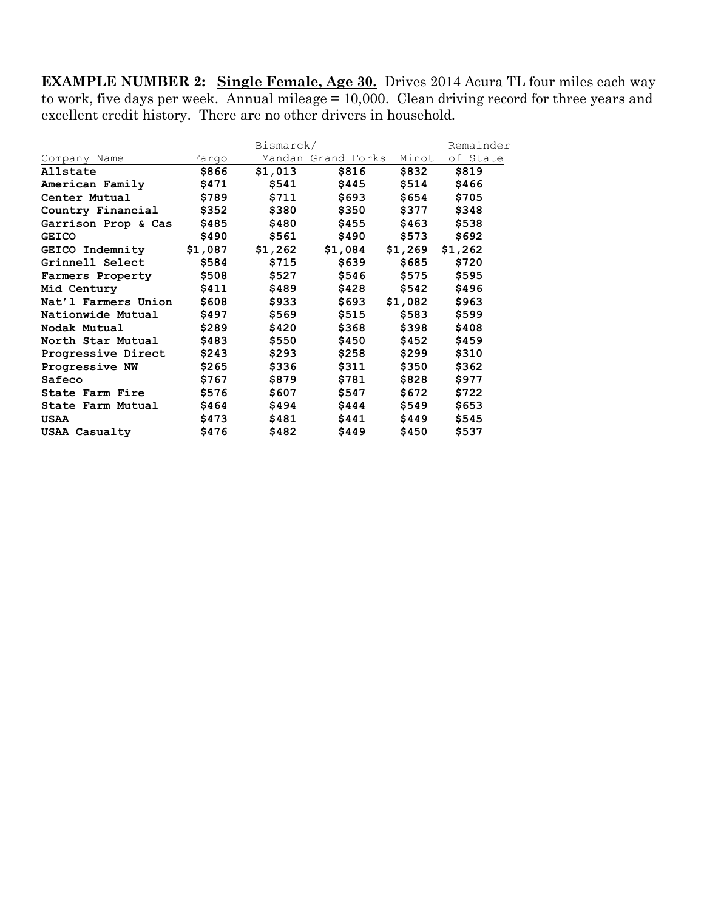**EXAMPLE NUMBER 2: Single Female, Age 30.** Drives 2014 Acura TL four miles each way to work, five days per week. Annual mileage = 10,000. Clean driving record for three years and excellent credit history. There are no other drivers in household.

| Company Name | Fargo | Bismarck/ Mandan | Grand Forks | Minot | Remainder of State |
|---|---|---|---|---|---|
| **Allstate** | **$866** | **$1,013** | **$816** | **$832** | **$819** |
| **American Family** | **$471** | **$541** | **$445** | **$514** | **$466** |
| **Center Mutual** | **$789** | **$711** | **$693** | **$654** | **$705** |
| **Country Financial** | **$352** | **$380** | **$350** | **$377** | **$348** |
| **Garrison Prop & Cas** | **$485** | **$480** | **$455** | **$463** | **$538** |
| **GEICO** | **$490** | **$561** | **$490** | **$573** | **$692** |
| **GEICO Indemnity** | **$1,087** | **$1,262** | **$1,084** | **$1,269** | **$1,262** |
| **Grinnell Select** | **$584** | **$715** | **$639** | **$685** | **$720** |
| **Farmers Property** | **$508** | **$527** | **$546** | **$575** | **$595** |
| **Mid Century** | **$411** | **$489** | **$428** | **$542** | **$496** |
| **Nat'l Farmers Union** | **$608** | **$933** | **$693** | **$1,082** | **$963** |
| **Nationwide Mutual** | **$497** | **$569** | **$515** | **$583** | **$599** |
| **Nodak Mutual** | **$289** | **$420** | **$368** | **$398** | **$408** |
| **North Star Mutual** | **$483** | **$550** | **$450** | **$452** | **$459** |
| **Progressive Direct** | **$243** | **$293** | **$258** | **$299** | **$310** |
| **Progressive NW** | **$265** | **$336** | **$311** | **$350** | **$362** |
| **Safeco** | **$767** | **$879** | **$781** | **$828** | **$977** |
| **State Farm Fire** | **$576** | **$607** | **$547** | **$672** | **$722** |
| **State Farm Mutual** | **$464** | **$494** | **$444** | **$549** | **$653** |
| **USAA** | **$473** | **$481** | **$441** | **$449** | **$545** |
| **USAA Casualty** | **$476** | **$482** | **$449** | **$450** | **$537** |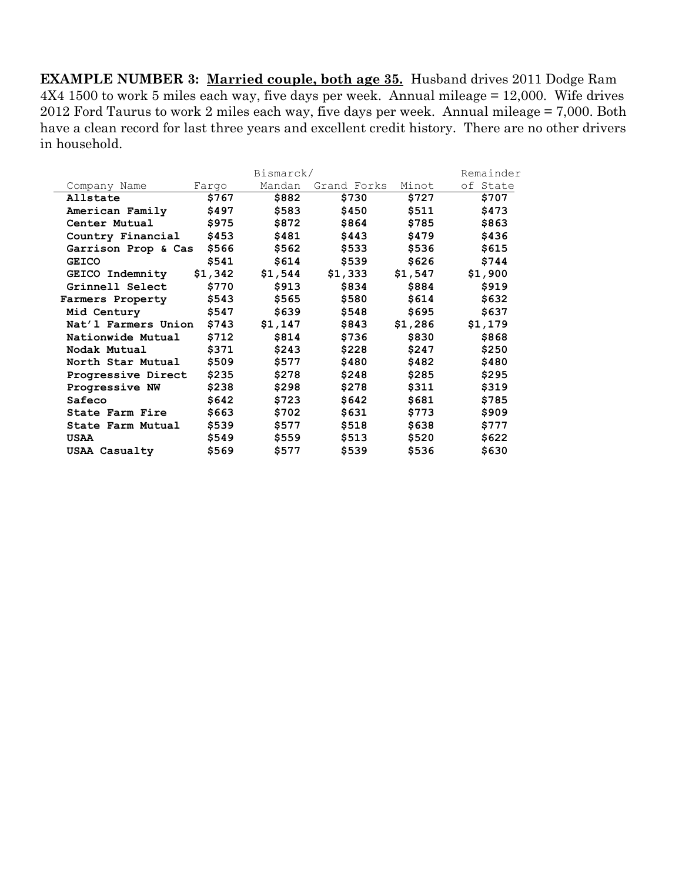**EXAMPLE NUMBER 3: Married couple, both age 35.** Husband drives 2011 Dodge Ram 4X4 1500 to work 5 miles each way, five days per week. Annual mileage = 12,000. Wife drives 2012 Ford Taurus to work 2 miles each way, five days per week. Annual mileage = 7,000. Both have a clean record for last three years and excellent credit history. There are no other drivers in household.

| Company Name | Fargo | Bismarck/ Mandan | Grand Forks | Minot | Remainder of State |
|---|---|---|---|---|---|
| **Allstate** | **$767** | **$882** | **$730** | **$727** | **$707** |
| **American Family** | **$497** | **$583** | **$450** | **$511** | **$473** |
| **Center Mutual** | **$975** | **$872** | **$864** | **$785** | **$863** |
| **Country Financial** | **$453** | **$481** | **$443** | **$479** | **$436** |
| **Garrison Prop & Cas** | **$566** | **$562** | **$533** | **$536** | **$615** |
| **GEICO** | **$541** | **$614** | **$539** | **$626** | **$744** |
| **GEICO Indemnity** | **$1,342** | **$1,544** | **$1,333** | **$1,547** | **$1,900** |
| **Grinnell Select** | **$770** | **$913** | **$834** | **$884** | **$919** |
| **Farmers Property** | **$543** | **$565** | **$580** | **$614** | **$632** |
| **Mid Century** | **$547** | **$639** | **$548** | **$695** | **$637** |
| **Nat'l Farmers Union** | **$743** | **$1,147** | **$843** | **$1,286** | **$1,179** |
| **Nationwide Mutual** | **$712** | **$814** | **$736** | **$830** | **$868** |
| **Nodak Mutual** | **$371** | **$243** | **$228** | **$247** | **$250** |
| **North Star Mutual** | **$509** | **$577** | **$480** | **$482** | **$480** |
| **Progressive Direct** | **$235** | **$278** | **$248** | **$285** | **$295** |
| **Progressive NW** | **$238** | **$298** | **$278** | **$311** | **$319** |
| **Safeco** | **$642** | **$723** | **$642** | **$681** | **$785** |
| **State Farm Fire** | **$663** | **$702** | **$631** | **$773** | **$909** |
| **State Farm Mutual** | **$539** | **$577** | **$518** | **$638** | **$777** |
| **USAA** | **$549** | **$559** | **$513** | **$520** | **$622** |
| **USAA Casualty** | **$569** | **$577** | **$539** | **$536** | **$630** |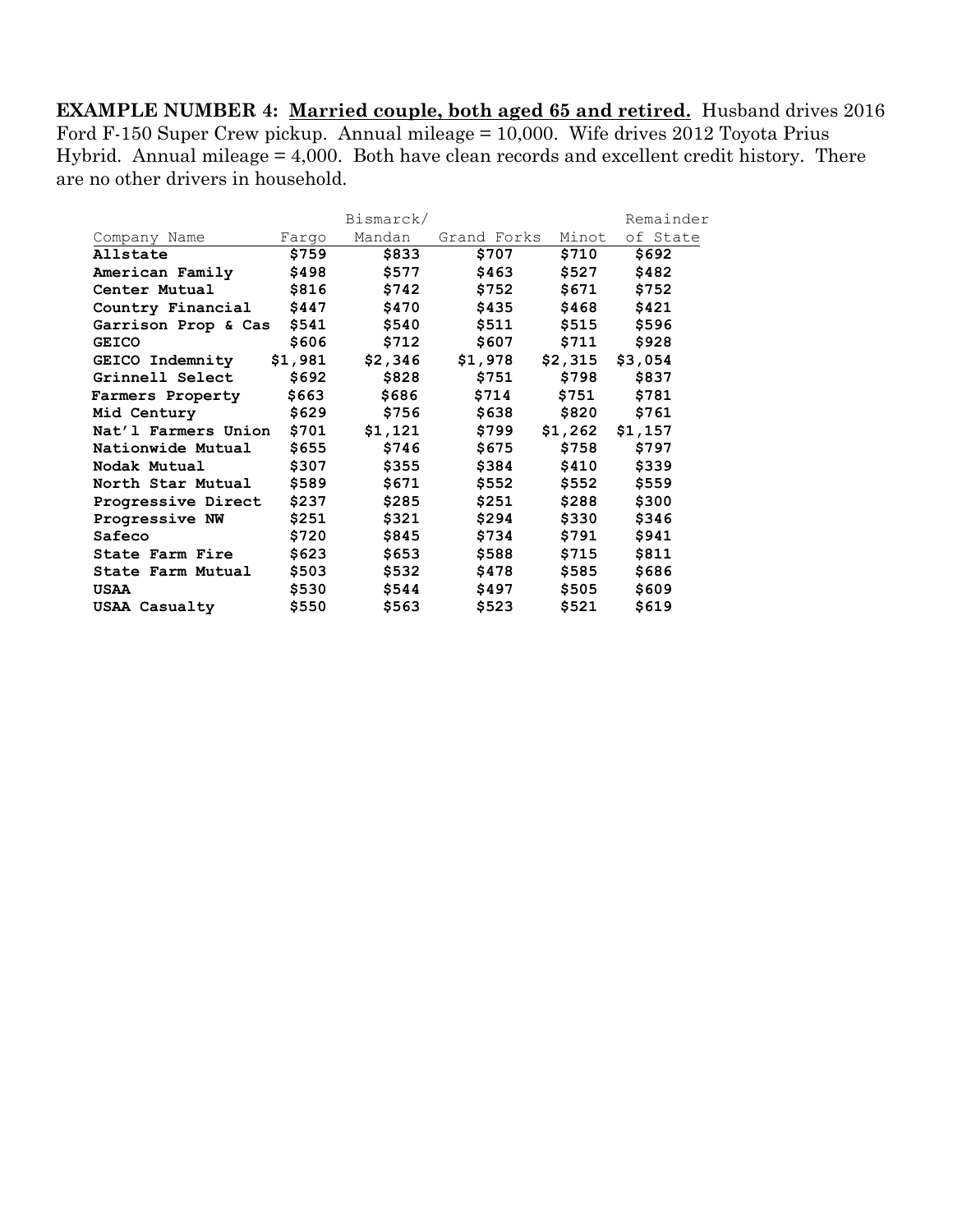**EXAMPLE NUMBER 4: Married couple, both aged 65 and retired.** Husband drives 2016 Ford F-150 Super Crew pickup. Annual mileage = 10,000. Wife drives 2012 Toyota Prius Hybrid. Annual mileage = 4,000. Both have clean records and excellent credit history. There are no other drivers in household.

| Company Name | Fargo | Bismarck/ Mandan | Grand Forks | Minot | Remainder of State |
|---|---|---|---|---|---|
| **Allstate** | **$759** | **$833** | **$707** | **$710** | **$692** |
| **American Family** | **$498** | **$577** | **$463** | **$527** | **$482** |
| **Center Mutual** | **$816** | **$742** | **$752** | **$671** | **$752** |
| **Country Financial** | **$447** | **$470** | **$435** | **$468** | **$421** |
| **Garrison Prop & Cas** | **$541** | **$540** | **$511** | **$515** | **$596** |
| **GEICO** | **$606** | **$712** | **$607** | **$711** | **$928** |
| **GEICO Indemnity** | **$1,981** | **$2,346** | **$1,978** | **$2,315** | **$3,054** |
| **Grinnell Select** | **$692** | **$828** | **$751** | **$798** | **$837** |
| **Farmers Property** | **$663** | **$686** | **$714** | **$751** | **$781** |
| **Mid Century** | **$629** | **$756** | **$638** | **$820** | **$761** |
| **Nat'l Farmers Union** | **$701** | **$1,121** | **$799** | **$1,262** | **$1,157** |
| **Nationwide Mutual** | **$655** | **$746** | **$675** | **$758** | **$797** |
| **Nodak Mutual** | **$307** | **$355** | **$384** | **$410** | **$339** |
| **North Star Mutual** | **$589** | **$671** | **$552** | **$552** | **$559** |
| **Progressive Direct** | **$237** | **$285** | **$251** | **$288** | **$300** |
| **Progressive NW** | **$251** | **$321** | **$294** | **$330** | **$346** |
| **Safeco** | **$720** | **$845** | **$734** | **$791** | **$941** |
| **State Farm Fire** | **$623** | **$653** | **$588** | **$715** | **$811** |
| **State Farm Mutual** | **$503** | **$532** | **$478** | **$585** | **$686** |
| **USAA** | **$530** | **$544** | **$497** | **$505** | **$609** |
| **USAA Casualty** | **$550** | **$563** | **$523** | **$521** | **$619** |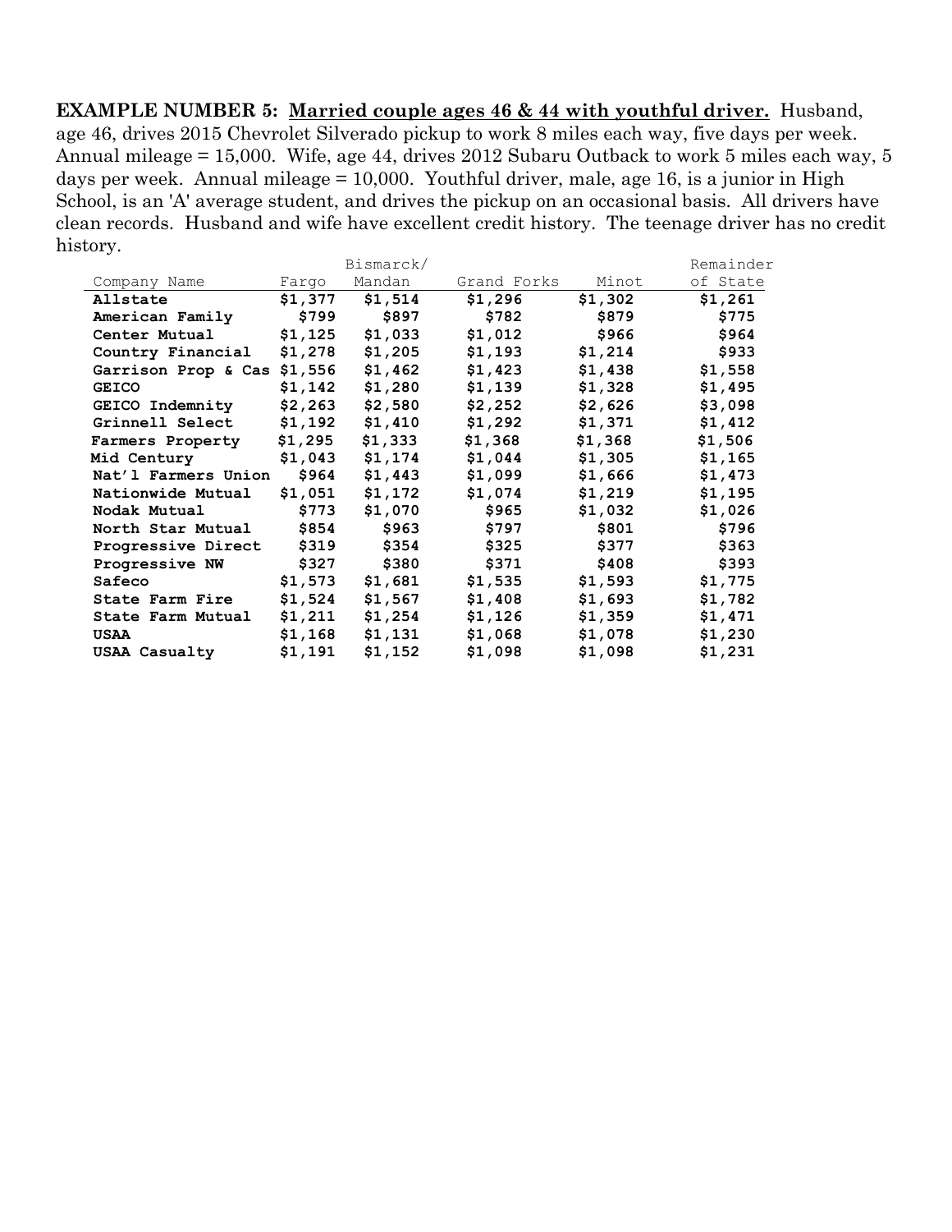**EXAMPLE NUMBER 5: <u>Married couple ages 46 & 44 with youthful driver.</u>** Husband, age 46, drives 2015 Chevrolet Silverado pickup to work 8 miles each way, five days per week. Annual mileage = 15,000. Wife, age 44, drives 2012 Subaru Outback to work 5 miles each way, 5 days per week. Annual mileage = 10,000. Youthful driver, male, age 16, is a junior in High School, is an 'A' average student, and drives the pickup on an occasional basis. All drivers have clean records. Husband and wife have excellent credit history. The teenage driver has no credit history.

| Company Name | Fargo | Bismarck/ Mandan | Grand Forks | Minot | Remainder of State |
|---|---|---|---|---|---|
| **Allstate** | **$1,377** | **$1,514** | **$1,296** | **$1,302** | **$1,261** |
| **American Family** | **$799** | **$897** | **$782** | **$879** | **$775** |
| **Center Mutual** | **$1,125** | **$1,033** | **$1,012** | **$966** | **$964** |
| **Country Financial** | **$1,278** | **$1,205** | **$1,193** | **$1,214** | **$933** |
| **Garrison Prop & Cas** | **$1,556** | **$1,462** | **$1,423** | **$1,438** | **$1,558** |
| **GEICO** | **$1,142** | **$1,280** | **$1,139** | **$1,328** | **$1,495** |
| **GEICO Indemnity** | **$2,263** | **$2,580** | **$2,252** | **$2,626** | **$3,098** |
| **Grinnell Select** | **$1,192** | **$1,410** | **$1,292** | **$1,371** | **$1,412** |
| **Farmers Property** | **$1,295** | **$1,333** | **$1,368** | **$1,368** | **$1,506** |
| **Mid Century** | **$1,043** | **$1,174** | **$1,044** | **$1,305** | **$1,165** |
| **Nat'l Farmers Union** | **$964** | **$1,443** | **$1,099** | **$1,666** | **$1,473** |
| **Nationwide Mutual** | **$1,051** | **$1,172** | **$1,074** | **$1,219** | **$1,195** |
| **Nodak Mutual** | **$773** | **$1,070** | **$965** | **$1,032** | **$1,026** |
| **North Star Mutual** | **$854** | **$963** | **$797** | **$801** | **$796** |
| **Progressive Direct** | **$319** | **$354** | **$325** | **$377** | **$363** |
| **Progressive NW** | **$327** | **$380** | **$371** | **$408** | **$393** |
| **Safeco** | **$1,573** | **$1,681** | **$1,535** | **$1,593** | **$1,775** |
| **State Farm Fire** | **$1,524** | **$1,567** | **$1,408** | **$1,693** | **$1,782** |
| **State Farm Mutual** | **$1,211** | **$1,254** | **$1,126** | **$1,359** | **$1,471** |
| **USAA** | **$1,168** | **$1,131** | **$1,068** | **$1,078** | **$1,230** |
| **USAA Casualty** | **$1,191** | **$1,152** | **$1,098** | **$1,098** | **$1,231** |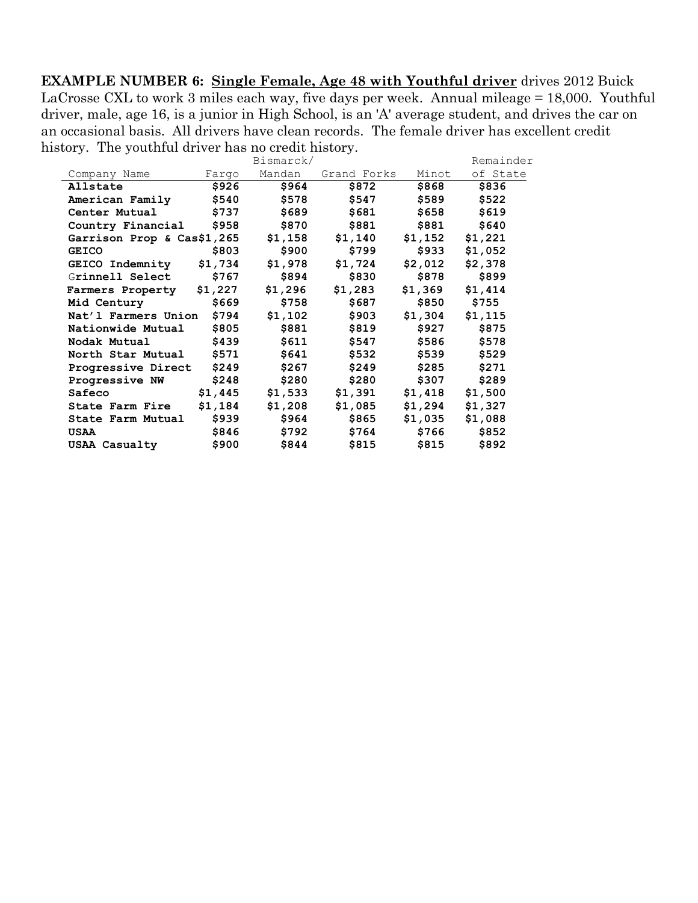**EXAMPLE NUMBER 6: <u>Single Female, Age 48 with Youthful driver</u>** drives 2012 Buick LaCrosse CXL to work 3 miles each way, five days per week. Annual mileage = 18,000. Youthful driver, male, age 16, is a junior in High School, is an 'A' average student, and drives the car on an occasional basis. All drivers have clean records. The female driver has excellent credit history. The youthful driver has no credit history.

| Company Name | Fargo | Bismarck/ Mandan | Grand Forks | Minot | Remainder of State |
|---|---|---|---|---|---|
| **Allstate** | **$926** | **$964** | **$872** | **$868** | **$836** |
| **American Family** | **$540** | **$578** | **$547** | **$589** | **$522** |
| **Center Mutual** | **$737** | **$689** | **$681** | **$658** | **$619** |
| **Country Financial** | **$958** | **$870** | **$881** | **$881** | **$640** |
| **Garrison Prop & Cas** | **$1,265** | **$1,158** | **$1,140** | **$1,152** | **$1,221** |
| **GEICO** | **$803** | **$900** | **$799** | **$933** | **$1,052** |
| **GEICO Indemnity** | **$1,734** | **$1,978** | **$1,724** | **$2,012** | **$2,378** |
| **Grinnell Select** | **$767** | **$894** | **$830** | **$878** | **$899** |
| **Farmers Property** | **$1,227** | **$1,296** | **$1,283** | **$1,369** | **$1,414** |
| **Mid Century** | **$669** | **$758** | **$687** | **$850** | **$755** |
| **Nat'l Farmers Union** | **$794** | **$1,102** | **$903** | **$1,304** | **$1,115** |
| **Nationwide Mutual** | **$805** | **$881** | **$819** | **$927** | **$875** |
| **Nodak Mutual** | **$439** | **$611** | **$547** | **$586** | **$578** |
| **North Star Mutual** | **$571** | **$641** | **$532** | **$539** | **$529** |
| **Progressive Direct** | **$249** | **$267** | **$249** | **$285** | **$271** |
| **Progressive NW** | **$248** | **$280** | **$280** | **$307** | **$289** |
| **Safeco** | **$1,445** | **$1,533** | **$1,391** | **$1,418** | **$1,500** |
| **State Farm Fire** | **$1,184** | **$1,208** | **$1,085** | **$1,294** | **$1,327** |
| **State Farm Mutual** | **$939** | **$964** | **$865** | **$1,035** | **$1,088** |
| **USAA** | **$846** | **$792** | **$764** | **$766** | **$852** |
| **USAA Casualty** | **$900** | **$844** | **$815** | **$815** | **$892** |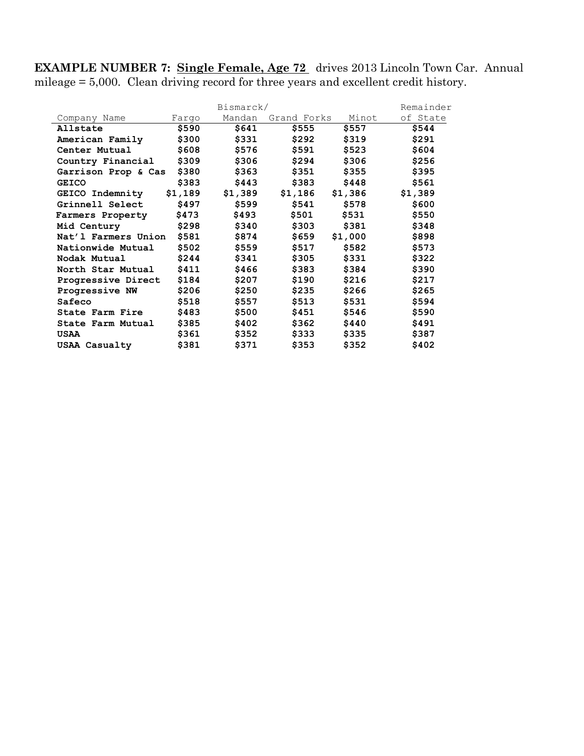**EXAMPLE NUMBER 7: Single Female, Age 72** drives 2013 Lincoln Town Car. Annual mileage = 5,000. Clean driving record for three years and excellent credit history.

| Company Name | Fargo | Bismarck/ Mandan | Grand Forks | Minot | Remainder of State |
|---|---|---|---|---|---|
| **Allstate** | **$590** | **$641** | **$555** | **$557** | **$544** |
| **American Family** | **$300** | **$331** | **$292** | **$319** | **$291** |
| **Center Mutual** | **$608** | **$576** | **$591** | **$523** | **$604** |
| **Country Financial** | **$309** | **$306** | **$294** | **$306** | **$256** |
| **Garrison Prop & Cas** | **$380** | **$363** | **$351** | **$355** | **$395** |
| **GEICO** | **$383** | **$443** | **$383** | **$448** | **$561** |
| **GEICO Indemnity** | **$1,189** | **$1,389** | **$1,186** | **$1,386** | **$1,389** |
| **Grinnell Select** | **$497** | **$599** | **$541** | **$578** | **$600** |
| **Farmers Property** | **$473** | **$493** | **$501** | **$531** | **$550** |
| **Mid Century** | **$298** | **$340** | **$303** | **$381** | **$348** |
| **Nat'l Farmers Union** | **$581** | **$874** | **$659** | **$1,000** | **$898** |
| **Nationwide Mutual** | **$502** | **$559** | **$517** | **$582** | **$573** |
| **Nodak Mutual** | **$244** | **$341** | **$305** | **$331** | **$322** |
| **North Star Mutual** | **$411** | **$466** | **$383** | **$384** | **$390** |
| **Progressive Direct** | **$184** | **$207** | **$190** | **$216** | **$217** |
| **Progressive NW** | **$206** | **$250** | **$235** | **$266** | **$265** |
| **Safeco** | **$518** | **$557** | **$513** | **$531** | **$594** |
| **State Farm Fire** | **$483** | **$500** | **$451** | **$546** | **$590** |
| **State Farm Mutual** | **$385** | **$402** | **$362** | **$440** | **$491** |
| **USAA** | **$361** | **$352** | **$333** | **$335** | **$387** |
| **USAA Casualty** | **$381** | **$371** | **$353** | **$352** | **$402** |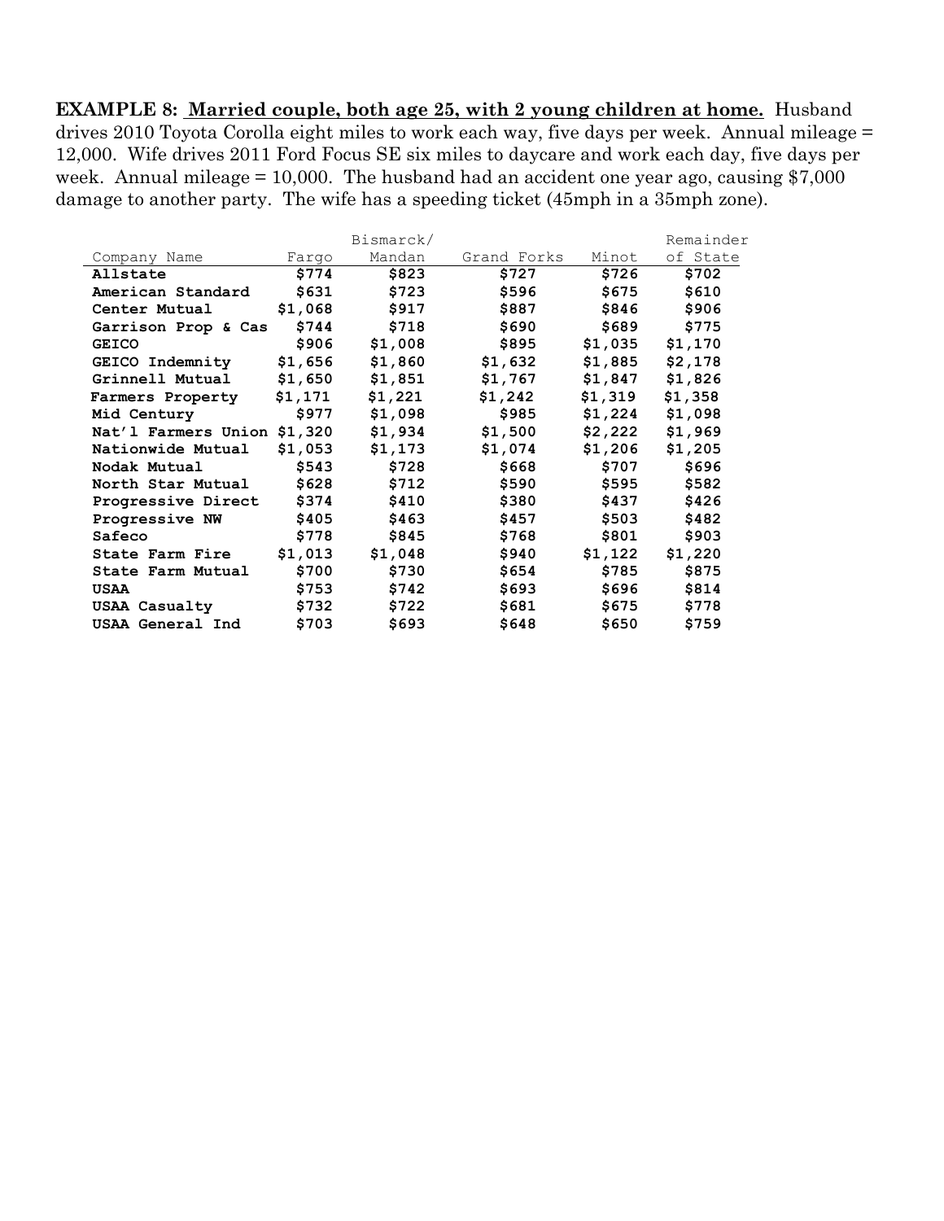**EXAMPLE 8: Married couple, both age 25, with 2 young children at home.** Husband drives 2010 Toyota Corolla eight miles to work each way, five days per week. Annual mileage = 12,000. Wife drives 2011 Ford Focus SE six miles to daycare and work each day, five days per week. Annual mileage = 10,000. The husband had an accident one year ago, causing $7,000 damage to another party. The wife has a speeding ticket (45mph in a 35mph zone).

| Company Name | Fargo | Bismarck/ Mandan | Grand Forks | Minot | Remainder of State |
|---|---|---|---|---|---|
| **Allstate** | **$774** | **$823** | **$727** | **$726** | **$702** |
| **American Standard** | **$631** | **$723** | **$596** | **$675** | **$610** |
| **Center Mutual** | **$1,068** | **$917** | **$887** | **$846** | **$906** |
| **Garrison Prop & Cas** | **$744** | **$718** | **$690** | **$689** | **$775** |
| **GEICO** | **$906** | **$1,008** | **$895** | **$1,035** | **$1,170** |
| **GEICO Indemnity** | **$1,656** | **$1,860** | **$1,632** | **$1,885** | **$2,178** |
| **Grinnell Mutual** | **$1,650** | **$1,851** | **$1,767** | **$1,847** | **$1,826** |
| **Farmers Property** | **$1,171** | **$1,221** | **$1,242** | **$1,319** | **$1,358** |
| **Mid Century** | **$977** | **$1,098** | **$985** | **$1,224** | **$1,098** |
| **Nat'l Farmers Union** | **$1,320** | **$1,934** | **$1,500** | **$2,222** | **$1,969** |
| **Nationwide Mutual** | **$1,053** | **$1,173** | **$1,074** | **$1,206** | **$1,205** |
| **Nodak Mutual** | **$543** | **$728** | **$668** | **$707** | **$696** |
| **North Star Mutual** | **$628** | **$712** | **$590** | **$595** | **$582** |
| **Progressive Direct** | **$374** | **$410** | **$380** | **$437** | **$426** |
| **Progressive NW** | **$405** | **$463** | **$457** | **$503** | **$482** |
| **Safeco** | **$778** | **$845** | **$768** | **$801** | **$903** |
| **State Farm Fire** | **$1,013** | **$1,048** | **$940** | **$1,122** | **$1,220** |
| **State Farm Mutual** | **$700** | **$730** | **$654** | **$785** | **$875** |
| **USAA** | **$753** | **$742** | **$693** | **$696** | **$814** |
| **USAA Casualty** | **$732** | **$722** | **$681** | **$675** | **$778** |
| **USAA General Ind** | **$703** | **$693** | **$648** | **$650** | **$759** |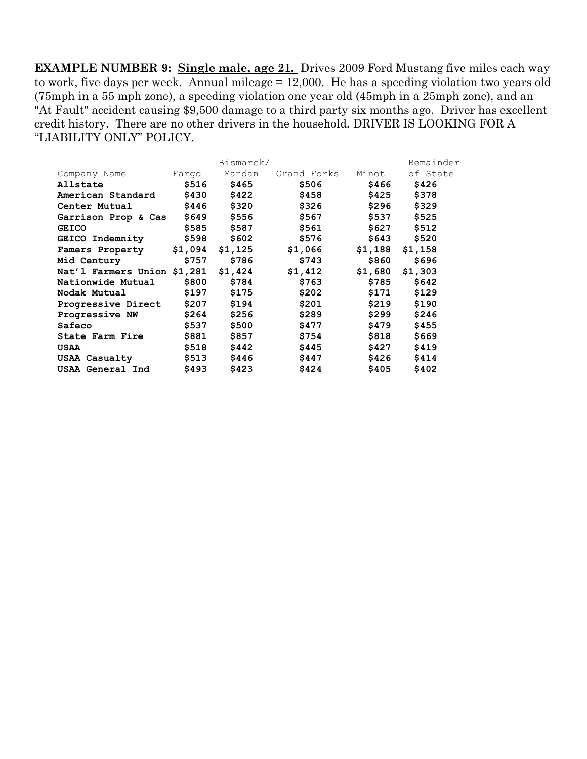**EXAMPLE NUMBER 9: <u>Single male, age 21.</u>** Drives 2009 Ford Mustang five miles each way to work, five days per week. Annual mileage = 12,000. He has a speeding violation two years old (75mph in a 55 mph zone), a speeding violation one year old (45mph in a 25mph zone), and an "At Fault" accident causing $9,500 damage to a third party six months ago. Driver has excellent credit history. There are no other drivers in the household. DRIVER IS LOOKING FOR A "LIABILITY ONLY" POLICY.

| Company Name | Fargo | Bismarck/ Mandan | Grand Forks | Minot | Remainder of State |
|---|---|---|---|---|---|
| **Allstate** | **$516** | **$465** | **$506** | **$466** | **$426** |
| **American Standard** | **$430** | **$422** | **$458** | **$425** | **$378** |
| **Center Mutual** | **$446** | **$320** | **$326** | **$296** | **$329** |
| **Garrison Prop & Cas** | **$649** | **$556** | **$567** | **$537** | **$525** |
| **GEICO** | **$585** | **$587** | **$561** | **$627** | **$512** |
| **GEICO Indemnity** | **$598** | **$602** | **$576** | **$643** | **$520** |
| **Famers Property** | **$1,094** | **$1,125** | **$1,066** | **$1,188** | **$1,158** |
| **Mid Century** | **$757** | **$786** | **$743** | **$860** | **$696** |
| **Nat'l Farmers Union** | **$1,281** | **$1,424** | **$1,412** | **$1,680** | **$1,303** |
| **Nationwide Mutual** | **$800** | **$784** | **$763** | **$785** | **$642** |
| **Nodak Mutual** | **$197** | **$175** | **$202** | **$171** | **$129** |
| **Progressive Direct** | **$207** | **$194** | **$201** | **$219** | **$190** |
| **Progressive NW** | **$264** | **$256** | **$289** | **$299** | **$246** |
| **Safeco** | **$537** | **$500** | **$477** | **$479** | **$455** |
| **State Farm Fire** | **$881** | **$857** | **$754** | **$818** | **$669** |
| **USAA** | **$518** | **$442** | **$445** | **$427** | **$419** |
| **USAA Casualty** | **$513** | **$446** | **$447** | **$426** | **$414** |
| **USAA General Ind** | **$493** | **$423** | **$424** | **$405** | **$402** |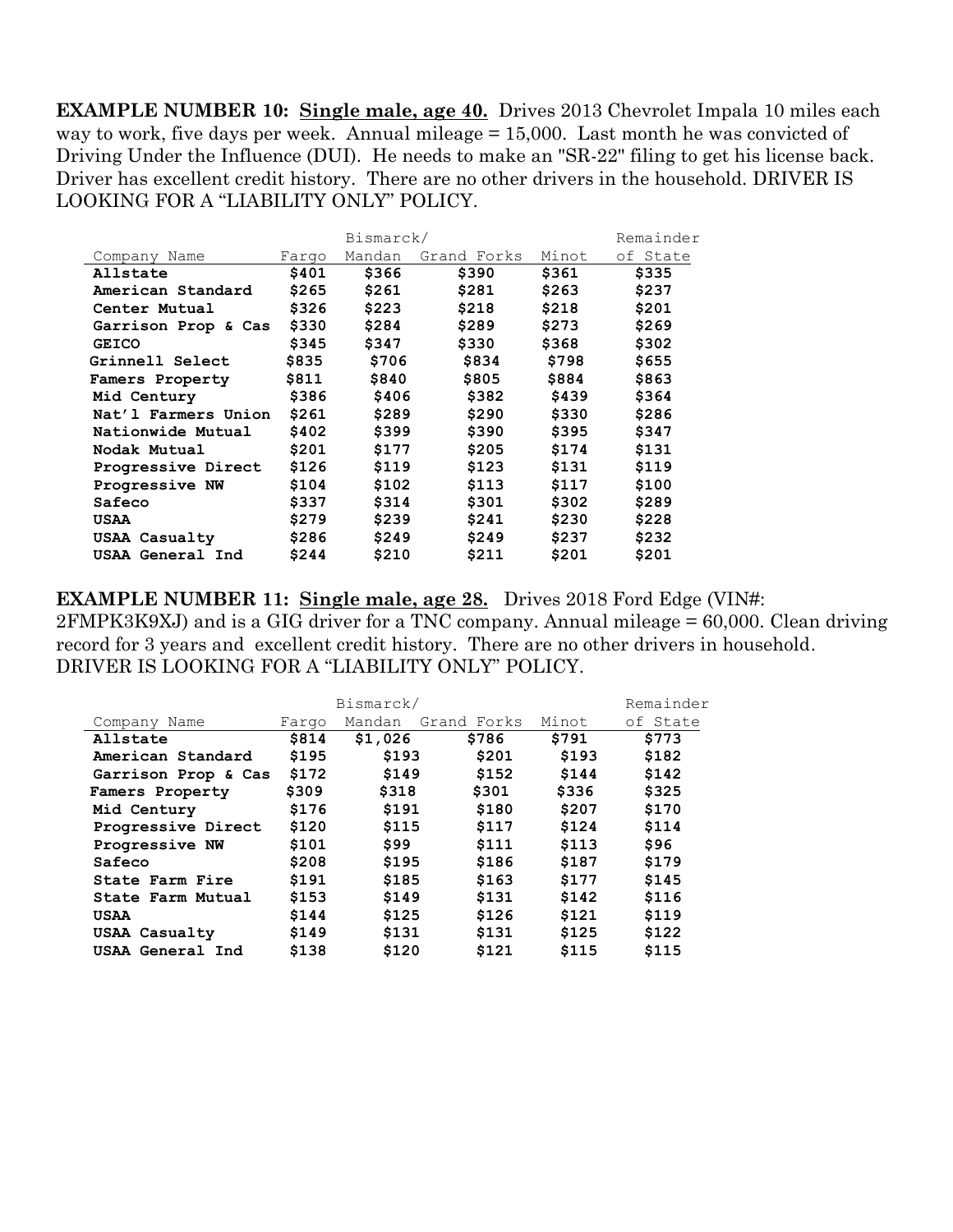**EXAMPLE NUMBER 10: Single male, age 40.** Drives 2013 Chevrolet Impala 10 miles each way to work, five days per week. Annual mileage = 15,000. Last month he was convicted of Driving Under the Influence (DUI). He needs to make an "SR-22" filing to get his license back. Driver has excellent credit history. There are no other drivers in the household. DRIVER IS LOOKING FOR A "LIABILITY ONLY" POLICY.

| Company Name | Fargo | Bismarck/ Mandan | Grand Forks | Minot | Remainder of State |
|---|---|---|---|---|---|
| **Allstate** | **$401** | **$366** | **$390** | **$361** | **$335** |
| **American Standard** | **$265** | **$261** | **$281** | **$263** | **$237** |
| **Center Mutual** | **$326** | **$223** | **$218** | **$218** | **$201** |
| **Garrison Prop & Cas** | **$330** | **$284** | **$289** | **$273** | **$269** |
| **GEICO** | **$345** | **$347** | **$330** | **$368** | **$302** |
| **Grinnell Select** | **$835** | **$706** | **$834** | **$798** | **$655** |
| **Famers Property** | **$811** | **$840** | **$805** | **$884** | **$863** |
| **Mid Century** | **$386** | **$406** | **$382** | **$439** | **$364** |
| **Nat'l Farmers Union** | **$261** | **$289** | **$290** | **$330** | **$286** |
| **Nationwide Mutual** | **$402** | **$399** | **$390** | **$395** | **$347** |
| **Nodak Mutual** | **$201** | **$177** | **$205** | **$174** | **$131** |
| **Progressive Direct** | **$126** | **$119** | **$123** | **$131** | **$119** |
| **Progressive NW** | **$104** | **$102** | **$113** | **$117** | **$100** |
| **Safeco** | **$337** | **$314** | **$301** | **$302** | **$289** |
| **USAA** | **$279** | **$239** | **$241** | **$230** | **$228** |
| **USAA Casualty** | **$286** | **$249** | **$249** | **$237** | **$232** |
| **USAA General Ind** | **$244** | **$210** | **$211** | **$201** | **$201** |

**EXAMPLE NUMBER 11: Single male, age 28.** Drives 2018 Ford Edge (VIN#: 2FMPK3K9XJ) and is a GIG driver for a TNC company. Annual mileage = 60,000. Clean driving record for 3 years and excellent credit history. There are no other drivers in household. DRIVER IS LOOKING FOR A "LIABILITY ONLY" POLICY.

| Company Name | Fargo | Bismarck/ Mandan | Grand Forks | Minot | Remainder of State |
|---|---|---|---|---|---|
| **Allstate** | **$814** | **$1,026** | **$786** | **$791** | **$773** |
| **American Standard** | **$195** | **$193** | **$201** | **$193** | **$182** |
| **Garrison Prop & Cas** | **$172** | **$149** | **$152** | **$144** | **$142** |
| **Famers Property** | **$309** | **$318** | **$301** | **$336** | **$325** |
| **Mid Century** | **$176** | **$191** | **$180** | **$207** | **$170** |
| **Progressive Direct** | **$120** | **$115** | **$117** | **$124** | **$114** |
| **Progressive NW** | **$101** | **$99** | **$111** | **$113** | **$96** |
| **Safeco** | **$208** | **$195** | **$186** | **$187** | **$179** |
| **State Farm Fire** | **$191** | **$185** | **$163** | **$177** | **$145** |
| **State Farm Mutual** | **$153** | **$149** | **$131** | **$142** | **$116** |
| **USAA** | **$144** | **$125** | **$126** | **$121** | **$119** |
| **USAA Casualty** | **$149** | **$131** | **$131** | **$125** | **$122** |
| **USAA General Ind** | **$138** | **$120** | **$121** | **$115** | **$115** |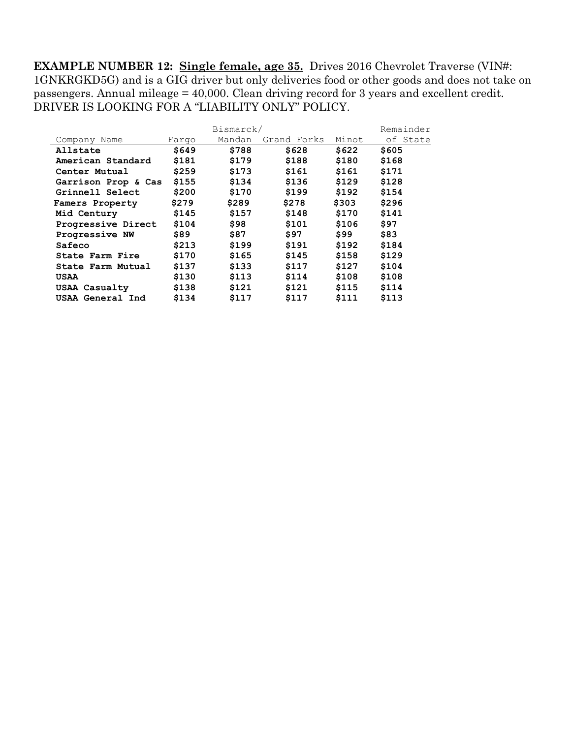**EXAMPLE NUMBER 12: <u>Single female, age 35.</u>** Drives 2016 Chevrolet Traverse (VIN#: 1GNKRGKD5G) and is a GIG driver but only deliveries food or other goods and does not take on passengers. Annual mileage = 40,000. Clean driving record for 3 years and excellent credit. DRIVER IS LOOKING FOR A "LIABILITY ONLY" POLICY.

| Company Name | Fargo | Bismarck/ Mandan | Grand Forks | Minot | Remainder of State |
|---|---|---|---|---|---|
| **Allstate** | **$649** | **$788** | **$628** | **$622** | **$605** |
| **American Standard** | **$181** | **$179** | **$188** | **$180** | **$168** |
| **Center Mutual** | **$259** | **$173** | **$161** | **$161** | **$171** |
| **Garrison Prop & Cas** | **$155** | **$134** | **$136** | **$129** | **$128** |
| **Grinnell Select** | **$200** | **$170** | **$199** | **$192** | **$154** |
| **Famers Property** | **$279** | **$289** | **$278** | **$303** | **$296** |
| **Mid Century** | **$145** | **$157** | **$148** | **$170** | **$141** |
| **Progressive Direct** | **$104** | **$98** | **$101** | **$106** | **$97** |
| **Progressive NW** | **$89** | **$87** | **$97** | **$99** | **$83** |
| **Safeco** | **$213** | **$199** | **$191** | **$192** | **$184** |
| **State Farm Fire** | **$170** | **$165** | **$145** | **$158** | **$129** |
| **State Farm Mutual** | **$137** | **$133** | **$117** | **$127** | **$104** |
| **USAA** | **$130** | **$113** | **$114** | **$108** | **$108** |
| **USAA Casualty** | **$138** | **$121** | **$121** | **$115** | **$114** |
| **USAA General Ind** | **$134** | **$117** | **$117** | **$111** | **$113** |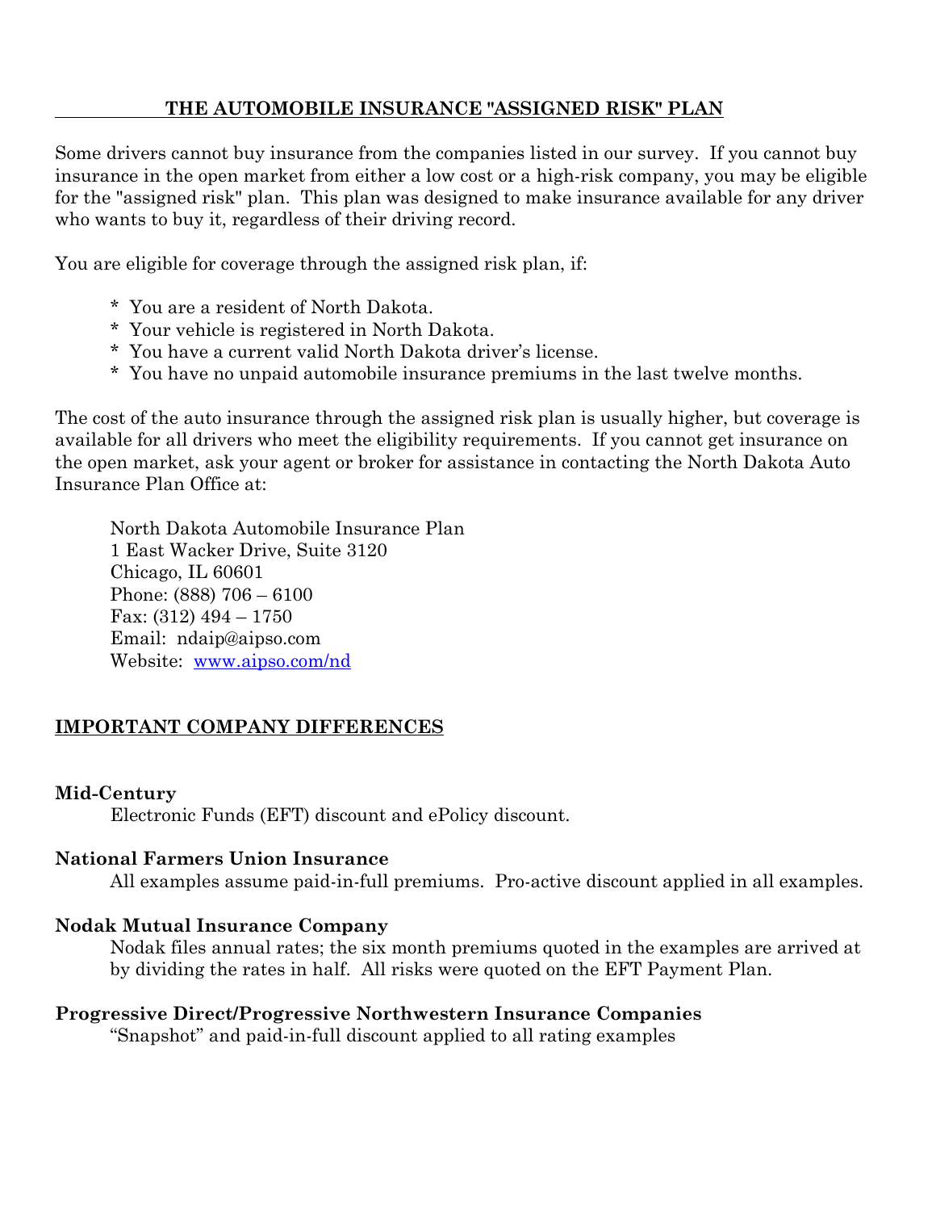## THE AUTOMOBILE INSURANCE "ASSIGNED RISK" PLAN

Some drivers cannot buy insurance from the companies listed in our survey. If you cannot buy insurance in the open market from either a low cost or a high-risk company, you may be eligible for the "assigned risk" plan. This plan was designed to make insurance available for any driver who wants to buy it, regardless of their driving record.

You are eligible for coverage through the assigned risk plan, if:

* You are a resident of North Dakota.
* Your vehicle is registered in North Dakota.
* You have a current valid North Dakota driver's license.
* You have no unpaid automobile insurance premiums in the last twelve months.

The cost of the auto insurance through the assigned risk plan is usually higher, but coverage is available for all drivers who meet the eligibility requirements. If you cannot get insurance on the open market, ask your agent or broker for assistance in contacting the North Dakota Auto Insurance Plan Office at:

North Dakota Automobile Insurance Plan
1 East Wacker Drive, Suite 3120
Chicago, IL 60601
Phone: (888) 706 – 6100
Fax: (312) 494 – 1750
Email: ndaip@aipso.com
Website: [www.aipso.com/nd](http://www.aipso.com/nd)

## IMPORTANT COMPANY DIFFERENCES

**Mid-Century**

Electronic Funds (EFT) discount and ePolicy discount.

**National Farmers Union Insurance**

All examples assume paid-in-full premiums. Pro-active discount applied in all examples.

**Nodak Mutual Insurance Company**

Nodak files annual rates; the six month premiums quoted in the examples are arrived at by dividing the rates in half. All risks were quoted on the EFT Payment Plan.

**Progressive Direct/Progressive Northwestern Insurance Companies**

"Snapshot" and paid-in-full discount applied to all rating examples